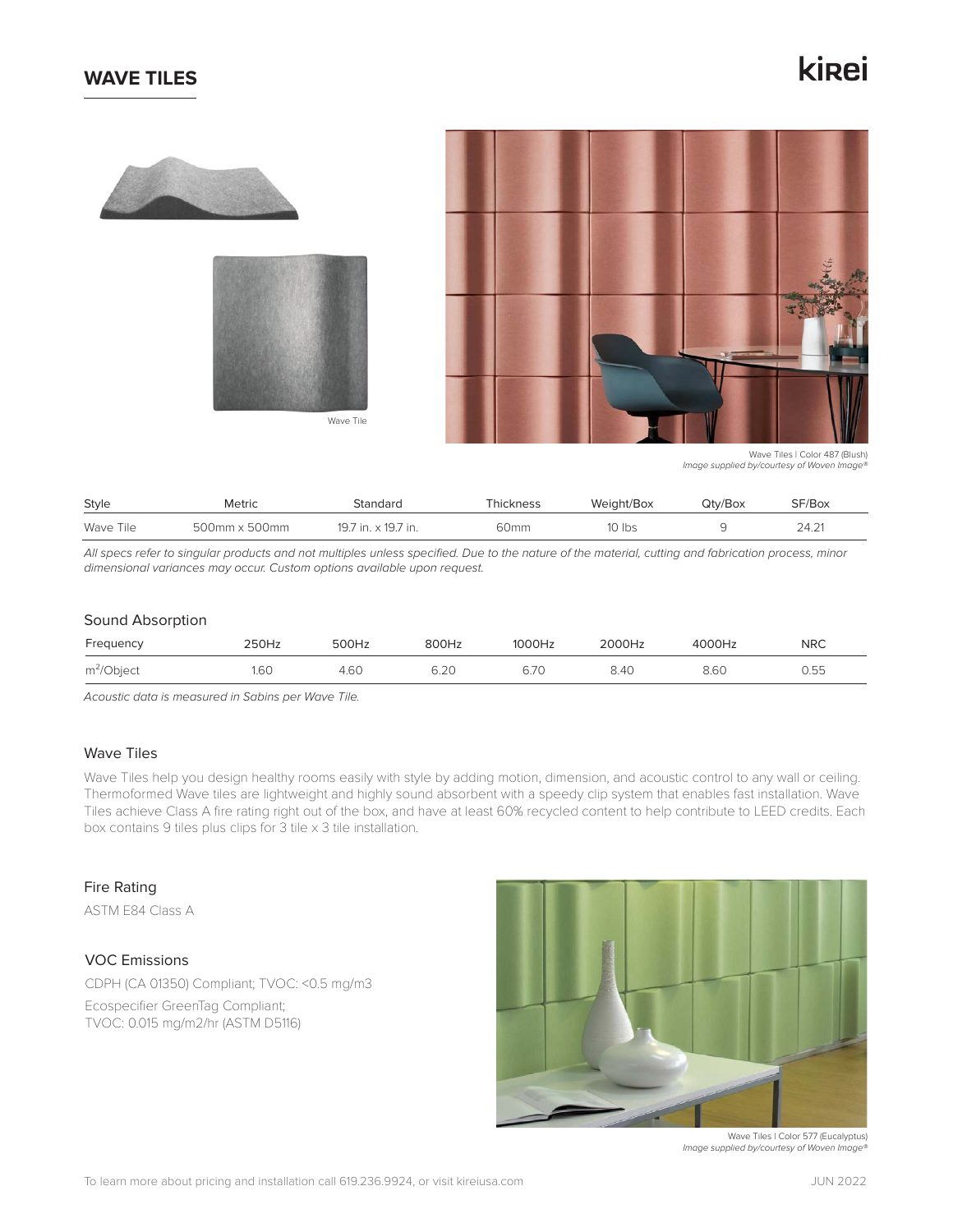# WAVE TILES

kirei

Wave Tile

Wave Tiles | Color 487 (Blush)
*Image supplied by/courtesy of Woven Image®*

| Style | Metric | Standard | Thickness | Weight/Box | Qty/Box | SF/Box |
|---|---|---|---|---|---|---|
| Wave Tile | 500mm x 500mm | 19.7 in. x 19.7 in. | 60mm | 10 lbs | 9 | 24.21 |

*All specs refer to singular products and not multiples unless specified. Due to the nature of the material, cutting and fabrication process, minor dimensional variances may occur. Custom options available upon request.*

## Sound Absorption

| Frequency | 250Hz | 500Hz | 800Hz | 1000Hz | 2000Hz | 4000Hz | NRC |
|---|---|---|---|---|---|---|---|
| $m^2$/Object | 1.60 | 4.60 | 6.20 | 6.70 | 8.40 | 8.60 | 0.55 |

*Acoustic data is measured in Sabins per Wave Tile.*

## Wave Tiles

Wave Tiles help you design healthy rooms easily with style by adding motion, dimension, and acoustic control to any wall or ceiling. Thermoformed Wave tiles are lightweight and highly sound absorbent with a speedy clip system that enables fast installation. Wave Tiles achieve Class A fire rating right out of the box, and have at least 60% recycled content to help contribute to LEED credits. Each box contains 9 tiles plus clips for 3 tile x 3 tile installation.

## Fire Rating

ASTM E84 Class A

## VOC Emissions

CDPH (CA 01350) Compliant; TVOC: <0.5 mg/m3

Ecospecifier GreenTag Compliant;
TVOC: 0.015 mg/m2/hr (ASTM D5116)

Wave Tiles | Color 577 (Eucalyptus)
*Image supplied by/courtesy of Woven Image®*

To learn more about pricing and installation call 619.236.9924, or visit kireiusa.com

JUN 2022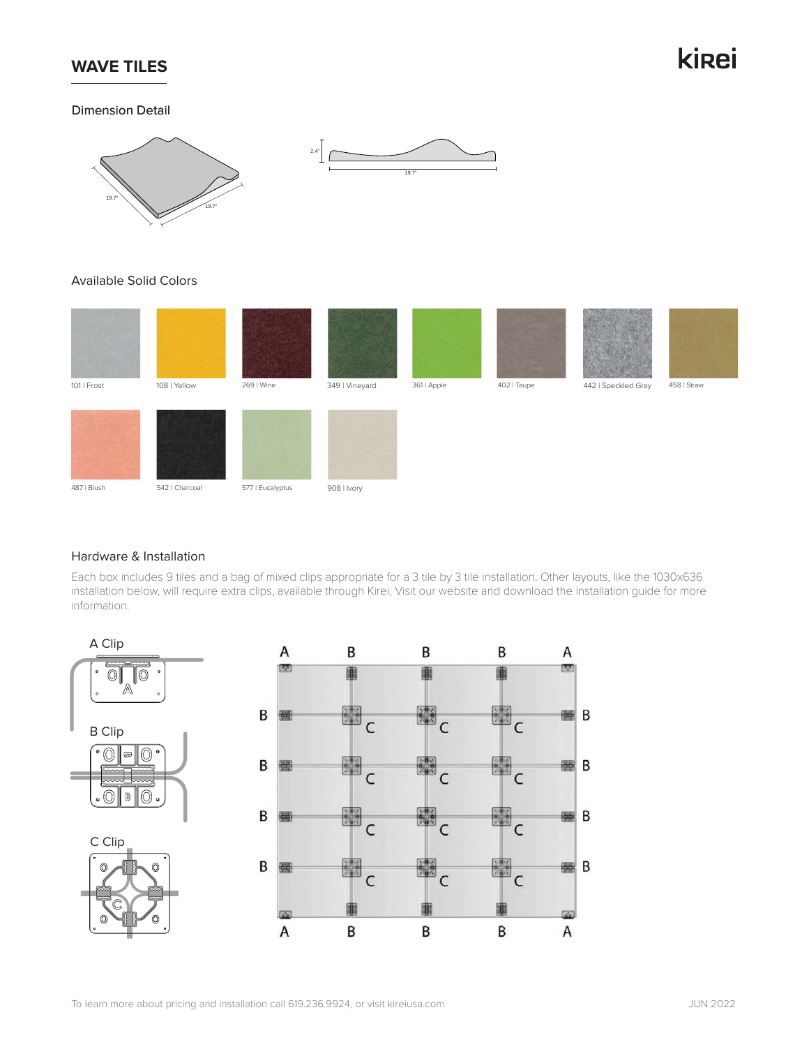## WAVE TILES

kiRei

### Dimension Detail

19.7"

19.7"

2.4"

19.7"

### Available Solid Colors

101 | Frost

108 | Yellow

269 | Wine

349 | Vineyard

361 | Apple

402 | Taupe

442 | Speckled Gray

458 | Straw

487 | Blush

542 | Charcoal

577 | Eucalyptus

908 | Ivory

### Hardware & Installation

Each box includes 9 tiles and a bag of mixed clips appropriate for a 3 tile by 3 tile installation. Other layouts, like the 1030x636 installation below, will require extra clips, available through Kirei. Visit our website and download the installation guide for more information.

A Clip

B Clip

C Clip

To learn more about pricing and installation call 619.236.9924, or visit kireiusa.com

JUN 2022